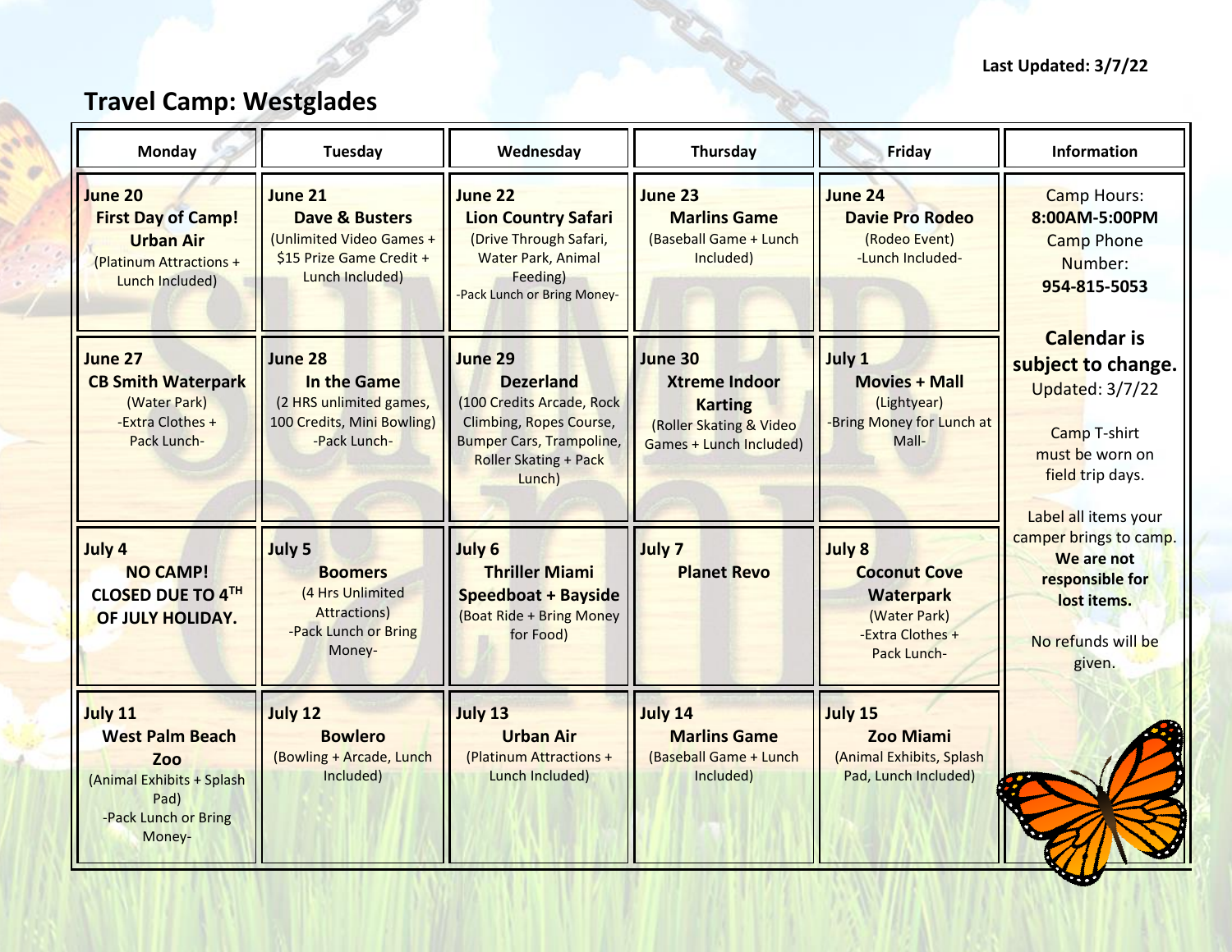Last Updated: 3/7/22

# Travel Camp: Westglades

| Monday | Tuesday | Wednesday | Thursday | Friday | Information |
|---|---|---|---|---|---|
| **June 20** **First Day of Camp!** **Urban Air** (Platinum Attractions + Lunch Included) | **June 21** **Dave & Busters** (Unlimited Video Games + $15 Prize Game Credit + Lunch Included) | **June 22** **Lion Country Safari** (Drive Through Safari, Water Park, Animal Feeding) -Pack Lunch or Bring Money- | **June 23** **Marlins Game** (Baseball Game + Lunch Included) | **June 24** **Davie Pro Rodeo** (Rodeo Event) -Lunch Included- | Camp Hours: **8:00AM-5:00PM** Camp Phone Number: **954-815-5053** |
| **June 27** **CB Smith Waterpark** (Water Park) -Extra Clothes + Pack Lunch- | **June 28** **In the Game** (2 HRS unlimited games, 100 Credits, Mini Bowling) -Pack Lunch- | **June 29** **Dezerland** (100 Credits Arcade, Rock Climbing, Ropes Course, Bumper Cars, Trampoline, Roller Skating + Pack Lunch) | **June 30** **Xtreme Indoor Karting** (Roller Skating & Video Games + Lunch Included) | **July 1** **Movies + Mall** (Lightyear) -Bring Money for Lunch at Mall- | **Calendar is subject to change.** Updated: 3/7/22 Camp T-shirt must be worn on field trip days. |
| **July 4** **NO CAMP! CLOSED DUE TO 4TH OF JULY HOLIDAY.** | **July 5** **Boomers** (4 Hrs Unlimited Attractions) -Pack Lunch or Bring Money- | **July 6** **Thriller Miami Speedboat + Bayside** (Boat Ride + Bring Money for Food) | **July 7** **Planet Revo** | **July 8** **Coconut Cove Waterpark** (Water Park) -Extra Clothes + Pack Lunch- | Label all items your camper brings to camp. **We are not responsible for lost items.** No refunds will be given. |
| **July 11** **West Palm Beach Zoo** (Animal Exhibits + Splash Pad) -Pack Lunch or Bring Money- | **July 12** **Bowlero** (Bowling + Arcade, Lunch Included) | **July 13** **Urban Air** (Platinum Attractions + Lunch Included) | **July 14** **Marlins Game** (Baseball Game + Lunch Included) | **July 15** **Zoo Miami** (Animal Exhibits, Splash Pad, Lunch Included) | |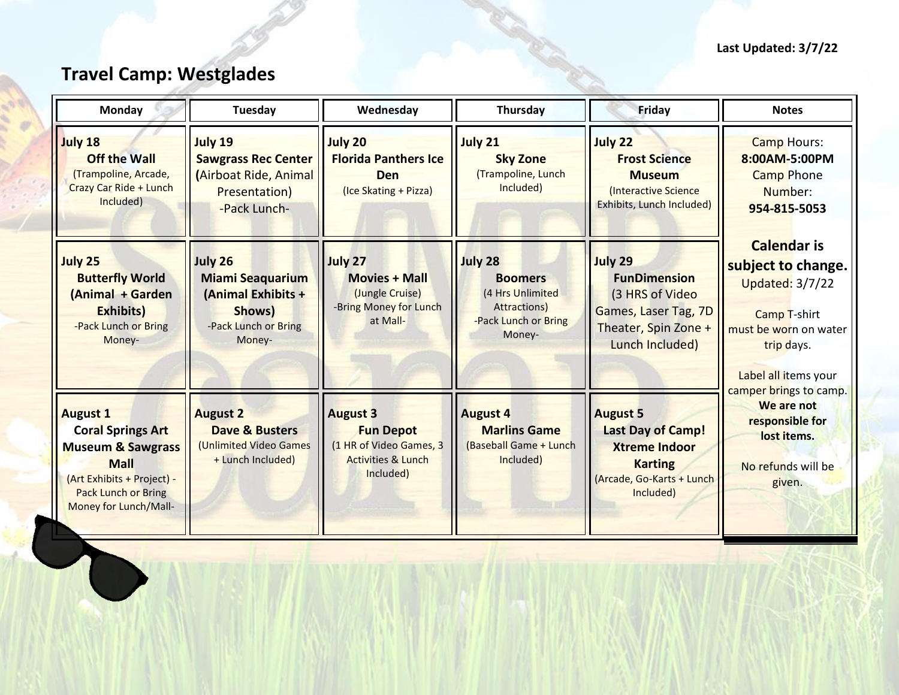Last Updated: 3/7/22

## Travel Camp: Westglades

| Monday | Tuesday | Wednesday | Thursday | Friday | Notes |
|---|---|---|---|---|---|
| **July 18** **Off the Wall** (Trampoline, Arcade, Crazy Car Ride + Lunch Included) | **July 19** **Sawgrass Rec Center** **(**Airboat Ride, Animal Presentation) -Pack Lunch- | **July 20** **Florida Panthers Ice Den** (Ice Skating + Pizza) | **July 21** **Sky Zone** (Trampoline, Lunch Included) | **July 22** **Frost Science Museum** (Interactive Science Exhibits, Lunch Included) | Camp Hours: **8:00AM-5:00PM** Camp Phone Number: **954-815-5053** |
| **July 25** **Butterfly World (Animal + Garden Exhibits)** -Pack Lunch or Bring Money- | **July 26** **Miami Seaquarium (Animal Exhibits + Shows)** -Pack Lunch or Bring Money- | **July 27** **Movies + Mall** (Jungle Cruise) -Bring Money for Lunch at Mall- | **July 28** **Boomers** (4 Hrs Unlimited Attractions) -Pack Lunch or Bring Money- | **July 29** **FunDimension** (3 HRS of Video Games, Laser Tag, 7D Theater, Spin Zone + Lunch Included) | **Calendar is subject to change.** Updated: 3/7/22<br><br>Camp T-shirt must be worn on water trip days.<br><br>Label all items your camper brings to camp. **We are not responsible for lost items.** |
| **August 1** **Coral Springs Art Museum & Sawgrass Mall** (Art Exhibits + Project) -Pack Lunch or Bring Money for Lunch/Mall- | **August 2** **Dave & Busters** (Unlimited Video Games + Lunch Included) | **August 3** **Fun Depot** (1 HR of Video Games, 3 Activities & Lunch Included) | **August 4** **Marlins Game** (Baseball Game + Lunch Included) | **August 5** **Last Day of Camp! Xtreme Indoor Karting** (Arcade, Go-Karts + Lunch Included) | No refunds will be given. |